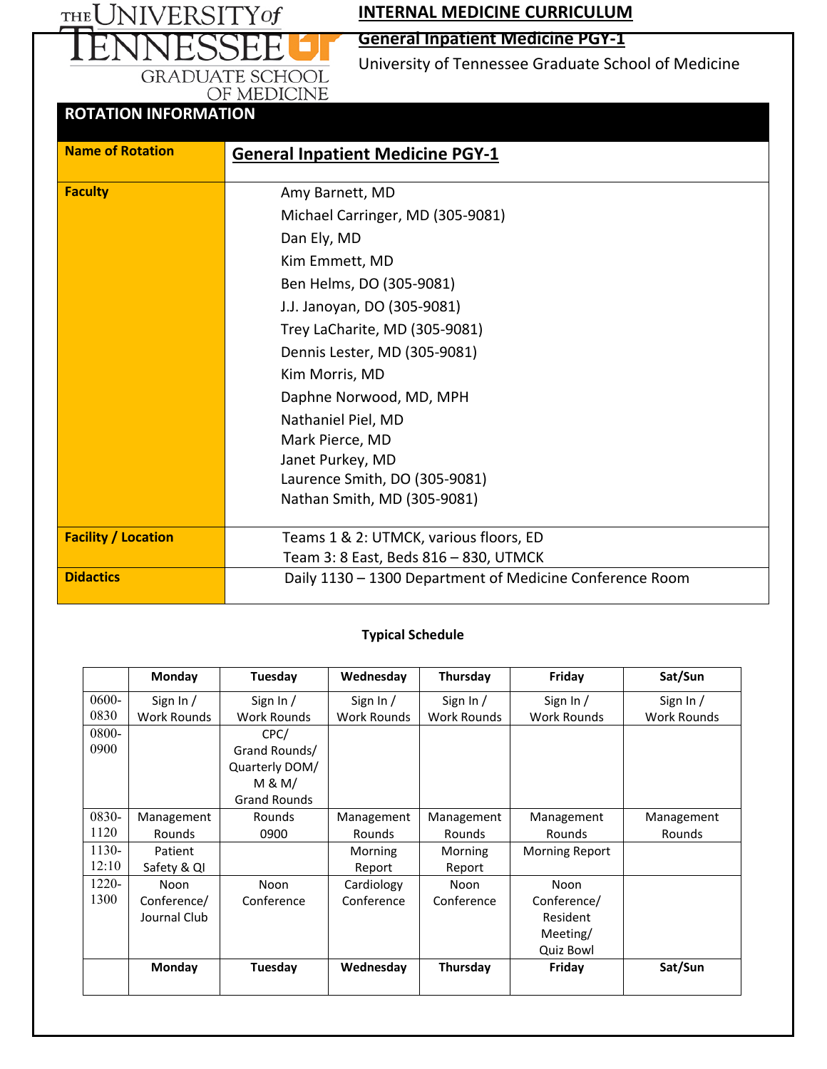THE UNIVERSITY of TENNESSEE GRADUATE SCHOOL OF MEDICINE

# INTERNAL MEDICINE CURRICULUM

## General Inpatient Medicine PGY-1

University of Tennessee Graduate School of Medicine

| ROTATION INFORMATION | |
|---|---|
| **Name of Rotation** | **General Inpatient Medicine PGY-1** |
| **Faculty** | Amy Barnett, MD<br>Michael Carringer, MD (305-9081)<br>Dan Ely, MD<br>Kim Emmett, MD<br>Ben Helms, DO (305-9081)<br>J.J. Janoyan, DO (305-9081)<br>Trey LaCharite, MD (305-9081)<br>Dennis Lester, MD (305-9081)<br>Kim Morris, MD<br>Daphne Norwood, MD, MPH<br>Nathaniel Piel, MD<br>Mark Pierce, MD<br>Janet Purkey, MD<br>Laurence Smith, DO (305-9081)<br>Nathan Smith, MD (305-9081) |
| **Facility / Location** | Teams 1 & 2: UTMCK, various floors, ED<br>Team 3: 8 East, Beds 816 – 830, UTMCK |
| **Didactics** | Daily 1130 – 1300 Department of Medicine Conference Room |

**Typical Schedule**

| | Monday | Tuesday | Wednesday | Thursday | Friday | Sat/Sun |
|---|---|---|---|---|---|---|
| 0600-0830 | Sign In / Work Rounds | Sign In / Work Rounds | Sign In / Work Rounds | Sign In / Work Rounds | Sign In / Work Rounds | Sign In / Work Rounds |
| 0800-0900 | | CPC/ Grand Rounds/ Quarterly DOM/ M & M/ Grand Rounds | | | | |
| 0830-1120 | Management Rounds | Rounds 0900 | Management Rounds | Management Rounds | Management Rounds | Management Rounds |
| 1130-12:10 | Patient Safety & QI | | Morning Report | Morning Report | Morning Report | |
| 1220-1300 | Noon Conference/ Journal Club | Noon Conference | Cardiology Conference | Noon Conference | Noon Conference/ Resident Meeting/ Quiz Bowl | |
| | **Monday** | **Tuesday** | **Wednesday** | **Thursday** | **Friday** | **Sat/Sun** |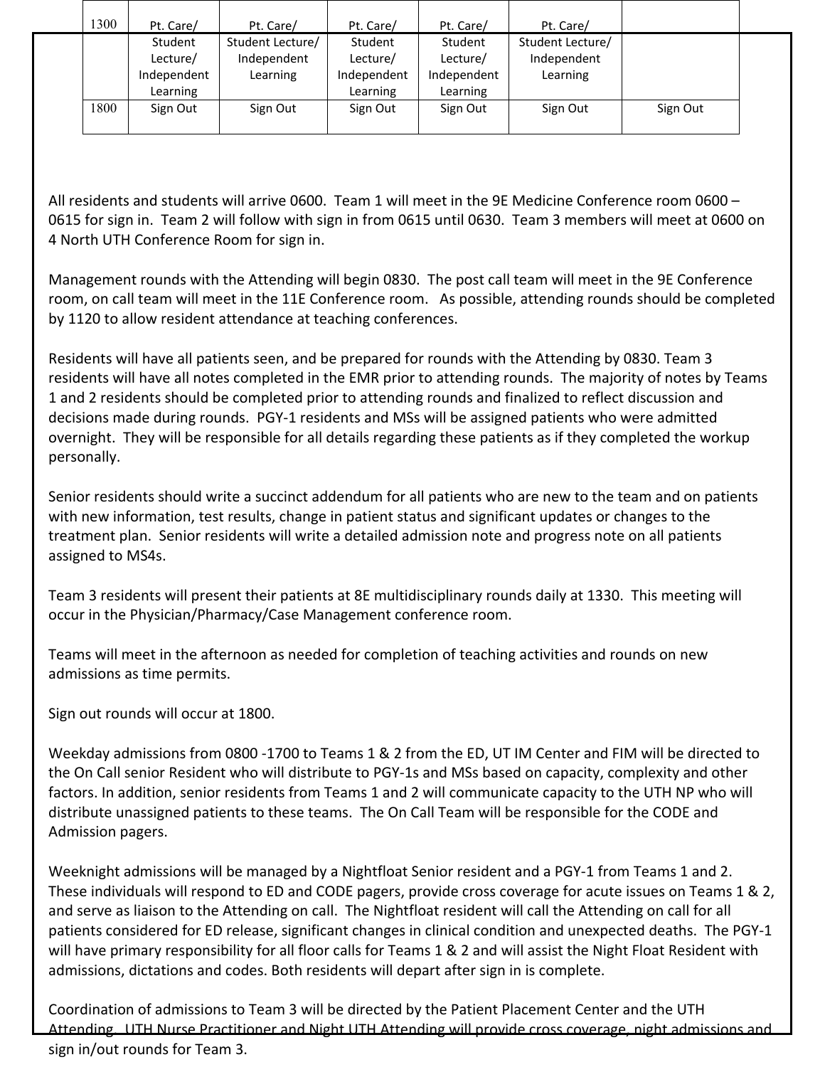| 1300 | Pt. Care/ Student Lecture/ Independent Learning | Pt. Care/ Student Lecture/ Independent Learning | Pt. Care/ Student Lecture/ Independent Learning | Pt. Care/ Student Lecture/ Independent Learning | Pt. Care/ Student Lecture/ Independent Learning | |
|---|---|---|---|---|---|---|
| 1800 | Sign Out | Sign Out | Sign Out | Sign Out | Sign Out | Sign Out |

All residents and students will arrive 0600. Team 1 will meet in the 9E Medicine Conference room 0600 – 0615 for sign in. Team 2 will follow with sign in from 0615 until 0630. Team 3 members will meet at 0600 on 4 North UTH Conference Room for sign in.

Management rounds with the Attending will begin 0830. The post call team will meet in the 9E Conference room, on call team will meet in the 11E Conference room. As possible, attending rounds should be completed by 1120 to allow resident attendance at teaching conferences.

Residents will have all patients seen, and be prepared for rounds with the Attending by 0830. Team 3 residents will have all notes completed in the EMR prior to attending rounds. The majority of notes by Teams 1 and 2 residents should be completed prior to attending rounds and finalized to reflect discussion and decisions made during rounds. PGY-1 residents and MSs will be assigned patients who were admitted overnight. They will be responsible for all details regarding these patients as if they completed the workup personally.

Senior residents should write a succinct addendum for all patients who are new to the team and on patients with new information, test results, change in patient status and significant updates or changes to the treatment plan. Senior residents will write a detailed admission note and progress note on all patients assigned to MS4s.

Team 3 residents will present their patients at 8E multidisciplinary rounds daily at 1330. This meeting will occur in the Physician/Pharmacy/Case Management conference room.

Teams will meet in the afternoon as needed for completion of teaching activities and rounds on new admissions as time permits.

Sign out rounds will occur at 1800.

Weekday admissions from 0800 -1700 to Teams 1 & 2 from the ED, UT IM Center and FIM will be directed to the On Call senior Resident who will distribute to PGY-1s and MSs based on capacity, complexity and other factors. In addition, senior residents from Teams 1 and 2 will communicate capacity to the UTH NP who will distribute unassigned patients to these teams. The On Call Team will be responsible for the CODE and Admission pagers.

Weeknight admissions will be managed by a Nightfloat Senior resident and a PGY-1 from Teams 1 and 2. These individuals will respond to ED and CODE pagers, provide cross coverage for acute issues on Teams 1 & 2, and serve as liaison to the Attending on call. The Nightfloat resident will call the Attending on call for all patients considered for ED release, significant changes in clinical condition and unexpected deaths. The PGY-1 will have primary responsibility for all floor calls for Teams 1 & 2 and will assist the Night Float Resident with admissions, dictations and codes. Both residents will depart after sign in is complete.

Coordination of admissions to Team 3 will be directed by the Patient Placement Center and the UTH Attending. UTH Nurse Practitioner and Night UTH Attending will provide cross coverage, night admissions and sign in/out rounds for Team 3.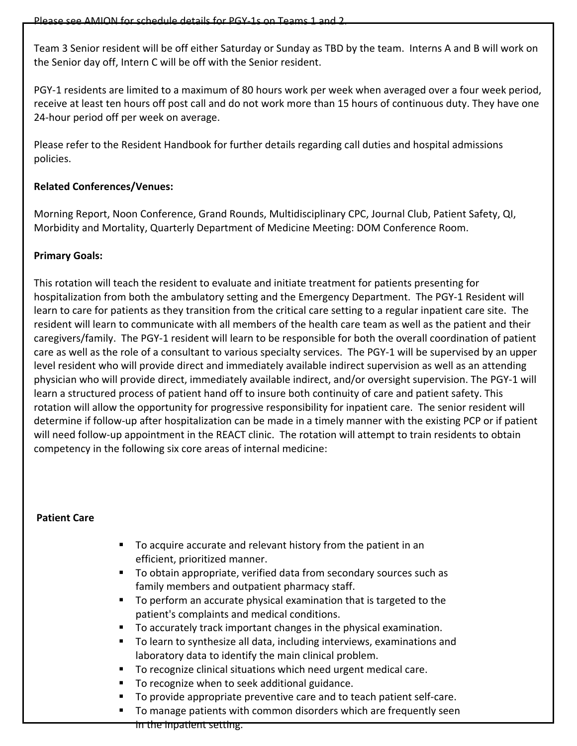Please see AMION for schedule details for PGY-1s on Teams 1 and 2.

Team 3 Senior resident will be off either Saturday or Sunday as TBD by the team. Interns A and B will work on the Senior day off, Intern C will be off with the Senior resident.

PGY-1 residents are limited to a maximum of 80 hours work per week when averaged over a four week period, receive at least ten hours off post call and do not work more than 15 hours of continuous duty. They have one 24-hour period off per week on average.

Please refer to the Resident Handbook for further details regarding call duties and hospital admissions policies.

**Related Conferences/Venues:**

Morning Report, Noon Conference, Grand Rounds, Multidisciplinary CPC, Journal Club, Patient Safety, QI, Morbidity and Mortality, Quarterly Department of Medicine Meeting: DOM Conference Room.

**Primary Goals:**

This rotation will teach the resident to evaluate and initiate treatment for patients presenting for hospitalization from both the ambulatory setting and the Emergency Department. The PGY-1 Resident will learn to care for patients as they transition from the critical care setting to a regular inpatient care site. The resident will learn to communicate with all members of the health care team as well as the patient and their caregivers/family. The PGY-1 resident will learn to be responsible for both the overall coordination of patient care as well as the role of a consultant to various specialty services. The PGY-1 will be supervised by an upper level resident who will provide direct and immediately available indirect supervision as well as an attending physician who will provide direct, immediately available indirect, and/or oversight supervision. The PGY-1 will learn a structured process of patient hand off to insure both continuity of care and patient safety. This rotation will allow the opportunity for progressive responsibility for inpatient care. The senior resident will determine if follow-up after hospitalization can be made in a timely manner with the existing PCP or if patient will need follow-up appointment in the REACT clinic. The rotation will attempt to train residents to obtain competency in the following six core areas of internal medicine:

**Patient Care**

- To acquire accurate and relevant history from the patient in an efficient, prioritized manner.
- To obtain appropriate, verified data from secondary sources such as family members and outpatient pharmacy staff.
- To perform an accurate physical examination that is targeted to the patient's complaints and medical conditions.
- To accurately track important changes in the physical examination.
- To learn to synthesize all data, including interviews, examinations and laboratory data to identify the main clinical problem.
- To recognize clinical situations which need urgent medical care.
- To recognize when to seek additional guidance.
- To provide appropriate preventive care and to teach patient self-care.
- To manage patients with common disorders which are frequently seen in the inpatient setting.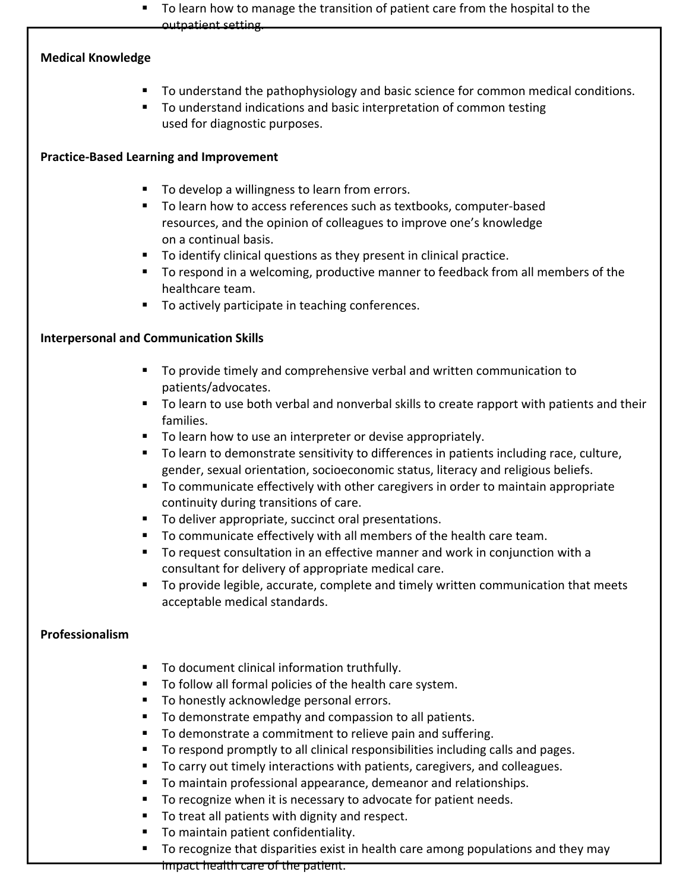- To learn how to manage the transition of patient care from the hospital to the outpatient setting.

**Medical Knowledge**

- To understand the pathophysiology and basic science for common medical conditions.
- To understand indications and basic interpretation of common testing used for diagnostic purposes.

**Practice-Based Learning and Improvement**

- To develop a willingness to learn from errors.
- To learn how to access references such as textbooks, computer-based resources, and the opinion of colleagues to improve one's knowledge on a continual basis.
- To identify clinical questions as they present in clinical practice.
- To respond in a welcoming, productive manner to feedback from all members of the healthcare team.
- To actively participate in teaching conferences.

**Interpersonal and Communication Skills**

- To provide timely and comprehensive verbal and written communication to patients/advocates.
- To learn to use both verbal and nonverbal skills to create rapport with patients and their families.
- To learn how to use an interpreter or devise appropriately.
- To learn to demonstrate sensitivity to differences in patients including race, culture, gender, sexual orientation, socioeconomic status, literacy and religious beliefs.
- To communicate effectively with other caregivers in order to maintain appropriate continuity during transitions of care.
- To deliver appropriate, succinct oral presentations.
- To communicate effectively with all members of the health care team.
- To request consultation in an effective manner and work in conjunction with a consultant for delivery of appropriate medical care.
- To provide legible, accurate, complete and timely written communication that meets acceptable medical standards.

**Professionalism**

- To document clinical information truthfully.
- To follow all formal policies of the health care system.
- To honestly acknowledge personal errors.
- To demonstrate empathy and compassion to all patients.
- To demonstrate a commitment to relieve pain and suffering.
- To respond promptly to all clinical responsibilities including calls and pages.
- To carry out timely interactions with patients, caregivers, and colleagues.
- To maintain professional appearance, demeanor and relationships.
- To recognize when it is necessary to advocate for patient needs.
- To treat all patients with dignity and respect.
- To maintain patient confidentiality.
- To recognize that disparities exist in health care among populations and they may impact health care of the patient.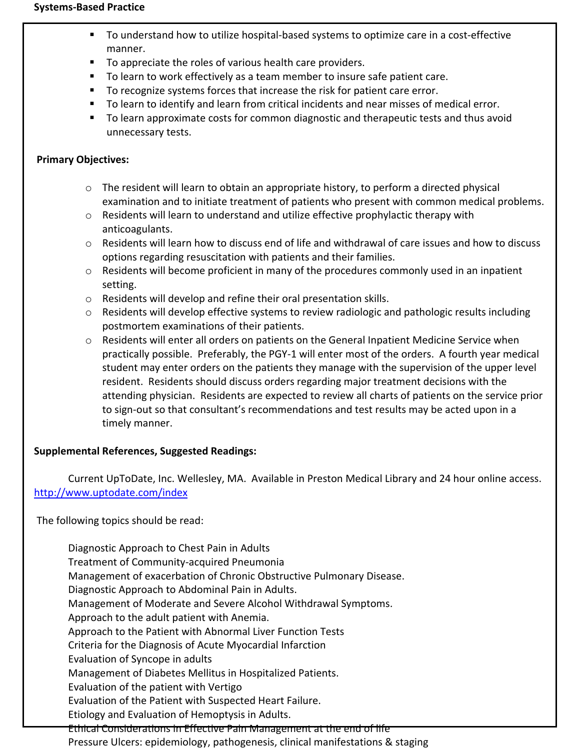**Systems-Based Practice**

- To understand how to utilize hospital-based systems to optimize care in a cost-effective manner.
- To appreciate the roles of various health care providers.
- To learn to work effectively as a team member to insure safe patient care.
- To recognize systems forces that increase the risk for patient care error.
- To learn to identify and learn from critical incidents and near misses of medical error.
- To learn approximate costs for common diagnostic and therapeutic tests and thus avoid unnecessary tests.

**Primary Objectives:**

- The resident will learn to obtain an appropriate history, to perform a directed physical examination and to initiate treatment of patients who present with common medical problems.
- Residents will learn to understand and utilize effective prophylactic therapy with anticoagulants.
- Residents will learn how to discuss end of life and withdrawal of care issues and how to discuss options regarding resuscitation with patients and their families.
- Residents will become proficient in many of the procedures commonly used in an inpatient setting.
- Residents will develop and refine their oral presentation skills.
- Residents will develop effective systems to review radiologic and pathologic results including postmortem examinations of their patients.
- Residents will enter all orders on patients on the General Inpatient Medicine Service when practically possible. Preferably, the PGY-1 will enter most of the orders. A fourth year medical student may enter orders on the patients they manage with the supervision of the upper level resident. Residents should discuss orders regarding major treatment decisions with the attending physician. Residents are expected to review all charts of patients on the service prior to sign-out so that consultant's recommendations and test results may be acted upon in a timely manner.

**Supplemental References, Suggested Readings:**

Current UpToDate, Inc. Wellesley, MA. Available in Preston Medical Library and 24 hour online access. http://www.uptodate.com/index

The following topics should be read:

Diagnostic Approach to Chest Pain in Adults
Treatment of Community-acquired Pneumonia
Management of exacerbation of Chronic Obstructive Pulmonary Disease.
Diagnostic Approach to Abdominal Pain in Adults.
Management of Moderate and Severe Alcohol Withdrawal Symptoms.
Approach to the adult patient with Anemia.
Approach to the Patient with Abnormal Liver Function Tests
Criteria for the Diagnosis of Acute Myocardial Infarction
Evaluation of Syncope in adults
Management of Diabetes Mellitus in Hospitalized Patients.
Evaluation of the patient with Vertigo
Evaluation of the Patient with Suspected Heart Failure.
Etiology and Evaluation of Hemoptysis in Adults.
Ethical Considerations in Effective Pain Management at the end of life
Pressure Ulcers: epidemiology, pathogenesis, clinical manifestations & staging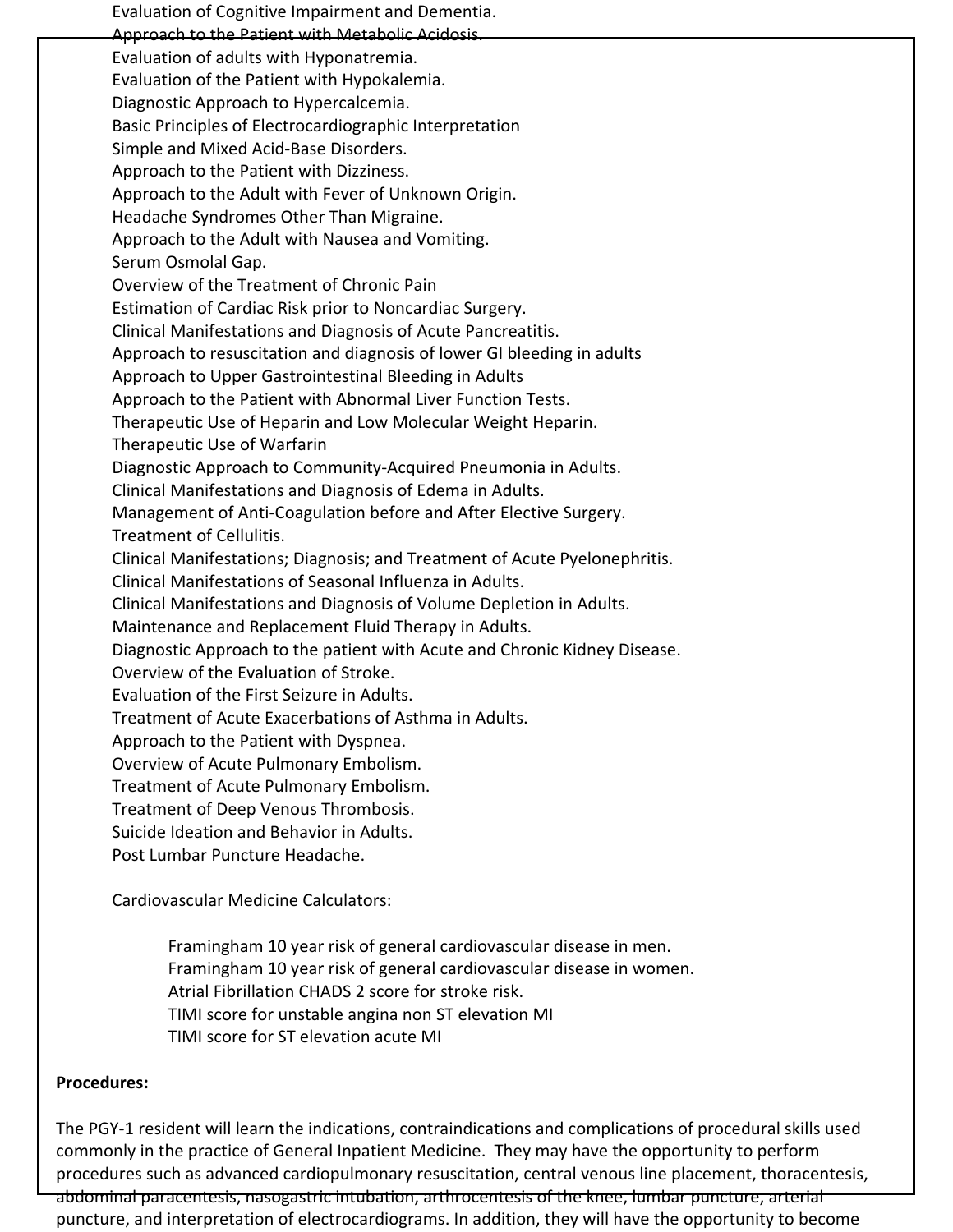Evaluation of Cognitive Impairment and Dementia.
Approach to the Patient with Metabolic Acidosis.
Evaluation of adults with Hyponatremia.
Evaluation of the Patient with Hypokalemia.
Diagnostic Approach to Hypercalcemia.
Basic Principles of Electrocardiographic Interpretation
Simple and Mixed Acid-Base Disorders.
Approach to the Patient with Dizziness.
Approach to the Adult with Fever of Unknown Origin.
Headache Syndromes Other Than Migraine.
Approach to the Adult with Nausea and Vomiting.
Serum Osmolal Gap.
Overview of the Treatment of Chronic Pain
Estimation of Cardiac Risk prior to Noncardiac Surgery.
Clinical Manifestations and Diagnosis of Acute Pancreatitis.
Approach to resuscitation and diagnosis of lower GI bleeding in adults
Approach to Upper Gastrointestinal Bleeding in Adults
Approach to the Patient with Abnormal Liver Function Tests.
Therapeutic Use of Heparin and Low Molecular Weight Heparin.
Therapeutic Use of Warfarin
Diagnostic Approach to Community-Acquired Pneumonia in Adults.
Clinical Manifestations and Diagnosis of Edema in Adults.
Management of Anti-Coagulation before and After Elective Surgery.
Treatment of Cellulitis.
Clinical Manifestations; Diagnosis; and Treatment of Acute Pyelonephritis.
Clinical Manifestations of Seasonal Influenza in Adults.
Clinical Manifestations and Diagnosis of Volume Depletion in Adults.
Maintenance and Replacement Fluid Therapy in Adults.
Diagnostic Approach to the patient with Acute and Chronic Kidney Disease.
Overview of the Evaluation of Stroke.
Evaluation of the First Seizure in Adults.
Treatment of Acute Exacerbations of Asthma in Adults.
Approach to the Patient with Dyspnea.
Overview of Acute Pulmonary Embolism.
Treatment of Acute Pulmonary Embolism.
Treatment of Deep Venous Thrombosis.
Suicide Ideation and Behavior in Adults.
Post Lumbar Puncture Headache.

Cardiovascular Medicine Calculators:

- Framingham 10 year risk of general cardiovascular disease in men.
- Framingham 10 year risk of general cardiovascular disease in women.
- Atrial Fibrillation CHADS 2 score for stroke risk.
- TIMI score for unstable angina non ST elevation MI
- TIMI score for ST elevation acute MI

**Procedures:**

The PGY-1 resident will learn the indications, contraindications and complications of procedural skills used commonly in the practice of General Inpatient Medicine. They may have the opportunity to perform procedures such as advanced cardiopulmonary resuscitation, central venous line placement, thoracentesis, abdominal paracentesis, nasogastric intubation, arthrocentesis of the knee, lumbar puncture, arterial puncture, and interpretation of electrocardiograms. In addition, they will have the opportunity to become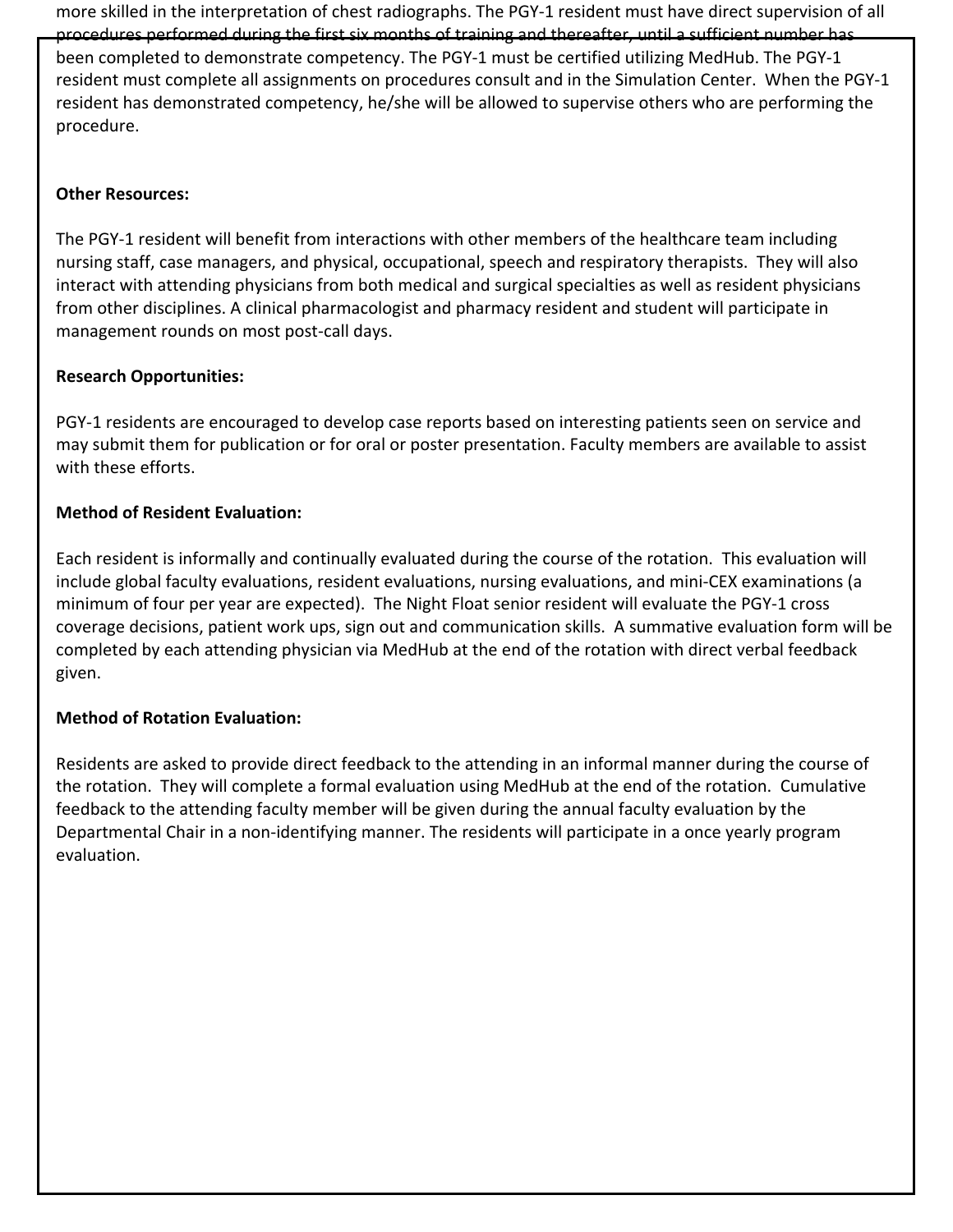more skilled in the interpretation of chest radiographs. The PGY-1 resident must have direct supervision of all procedures performed during the first six months of training and thereafter, until a sufficient number has been completed to demonstrate competency. The PGY-1 must be certified utilizing MedHub. The PGY-1 resident must complete all assignments on procedures consult and in the Simulation Center. When the PGY-1 resident has demonstrated competency, he/she will be allowed to supervise others who are performing the procedure.

**Other Resources:**

The PGY-1 resident will benefit from interactions with other members of the healthcare team including nursing staff, case managers, and physical, occupational, speech and respiratory therapists. They will also interact with attending physicians from both medical and surgical specialties as well as resident physicians from other disciplines. A clinical pharmacologist and pharmacy resident and student will participate in management rounds on most post-call days.

**Research Opportunities:**

PGY-1 residents are encouraged to develop case reports based on interesting patients seen on service and may submit them for publication or for oral or poster presentation. Faculty members are available to assist with these efforts.

**Method of Resident Evaluation:**

Each resident is informally and continually evaluated during the course of the rotation. This evaluation will include global faculty evaluations, resident evaluations, nursing evaluations, and mini-CEX examinations (a minimum of four per year are expected). The Night Float senior resident will evaluate the PGY-1 cross coverage decisions, patient work ups, sign out and communication skills. A summative evaluation form will be completed by each attending physician via MedHub at the end of the rotation with direct verbal feedback given.

**Method of Rotation Evaluation:**

Residents are asked to provide direct feedback to the attending in an informal manner during the course of the rotation. They will complete a formal evaluation using MedHub at the end of the rotation. Cumulative feedback to the attending faculty member will be given during the annual faculty evaluation by the Departmental Chair in a non-identifying manner. The residents will participate in a once yearly program evaluation.